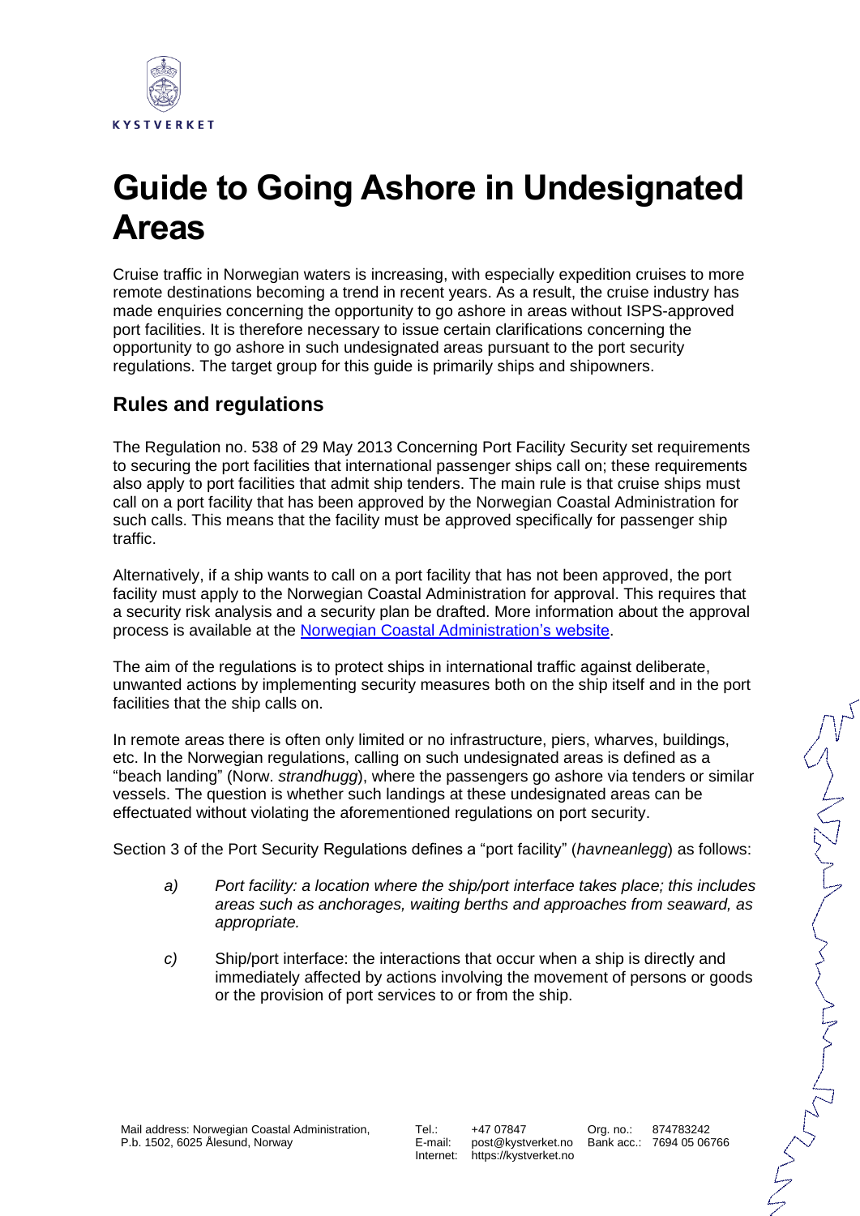# Guide to Going Ashore in Undesignated Areas

Cruise traffic in Norwegian waters is increasing, with especially expedition cruises to more remote destinations becoming a trend in recent years. As a result, the cruise industry has made enquiries concerning the opportunity to go ashore in areas without ISPS-approved port facilities. It is therefore necessary to issue certain clarifications concerning the opportunity to go ashore in such undesignated areas pursuant to the port security regulations. The target group for this guide is primarily ships and shipowners.

## Rules and regulations

The Regulation no. 538 of 29 May 2013 Concerning Port Facility Security set requirements to securing the port facilities that international passenger ships call on; these requirements also apply to port facilities that admit ship tenders. The main rule is that cruise ships must call on a port facility that has been approved by the Norwegian Coastal Administration for such calls. This means that the facility must be approved specifically for passenger ship traffic.

Alternatively, if a ship wants to call on a port facility that has not been approved, the port facility must apply to the Norwegian Coastal Administration for approval. This requires that a security risk analysis and a security plan be drafted. More information about the approval process is available at the [Norwegian Coastal Administration's website](https://kystverket.no).

The aim of the regulations is to protect ships in international traffic against deliberate, unwanted actions by implementing security measures both on the ship itself and in the port facilities that the ship calls on.

In remote areas there is often only limited or no infrastructure, piers, wharves, buildings, etc. In the Norwegian regulations, calling on such undesignated areas is defined as a "beach landing" (Norw. *strandhugg*), where the passengers go ashore via tenders or similar vessels. The question is whether such landings at these undesignated areas can be effectuated without violating the aforementioned regulations on port security.

Section 3 of the Port Security Regulations defines a "port facility" (*havneanlegg*) as follows:

> a) *Port facility: a location where the ship/port interface takes place; this includes areas such as anchorages, waiting berths and approaches from seaward, as appropriate.*
>
> c) Ship/port interface: the interactions that occur when a ship is directly and immediately affected by actions involving the movement of persons or goods or the provision of port services to or from the ship.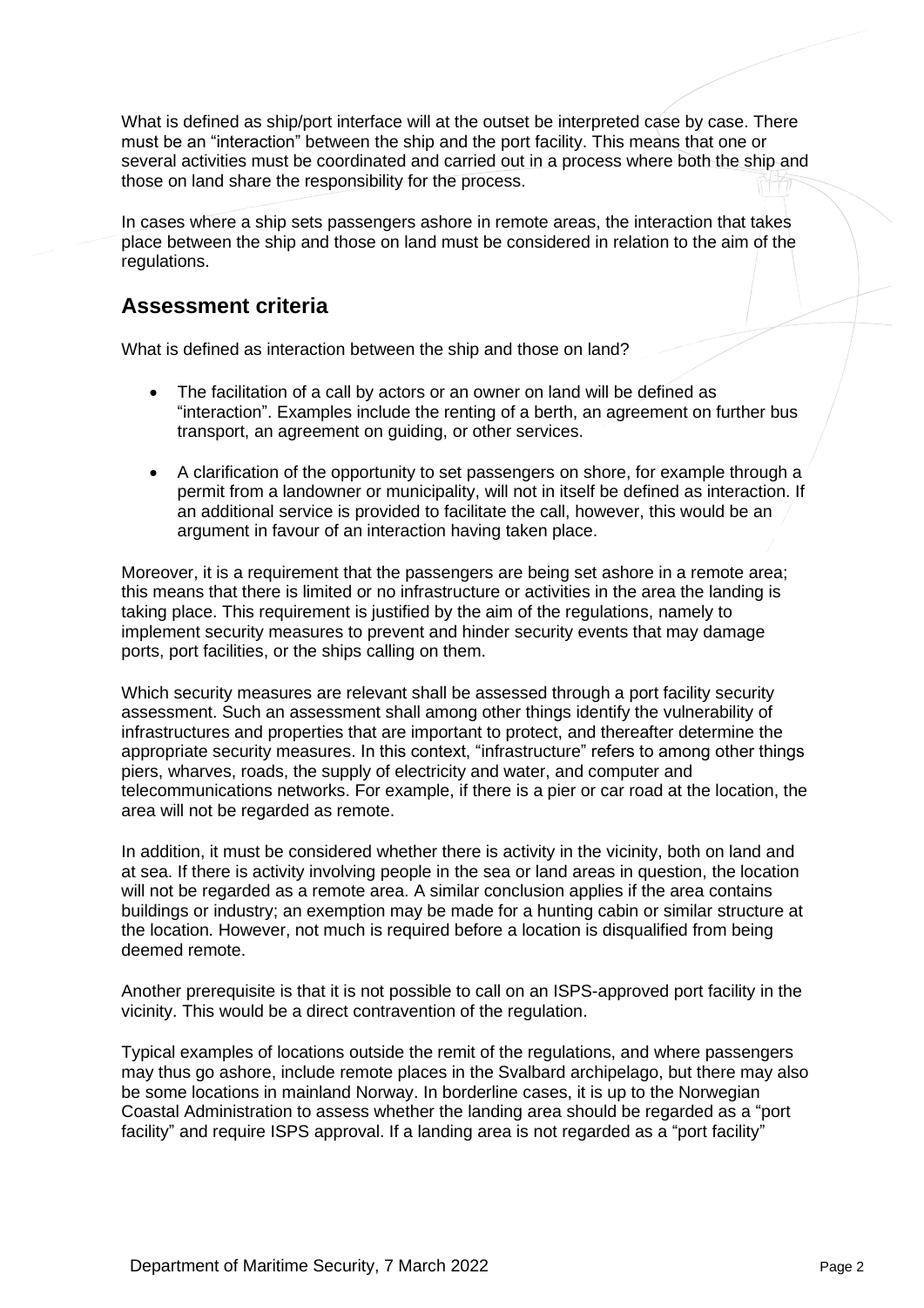What is defined as ship/port interface will at the outset be interpreted case by case. There must be an "interaction" between the ship and the port facility. This means that one or several activities must be coordinated and carried out in a process where both the ship and those on land share the responsibility for the process.

In cases where a ship sets passengers ashore in remote areas, the interaction that takes place between the ship and those on land must be considered in relation to the aim of the regulations.

## Assessment criteria

What is defined as interaction between the ship and those on land?

- The facilitation of a call by actors or an owner on land will be defined as "interaction". Examples include the renting of a berth, an agreement on further bus transport, an agreement on guiding, or other services.
- A clarification of the opportunity to set passengers on shore, for example through a permit from a landowner or municipality, will not in itself be defined as interaction. If an additional service is provided to facilitate the call, however, this would be an argument in favour of an interaction having taken place.

Moreover, it is a requirement that the passengers are being set ashore in a remote area; this means that there is limited or no infrastructure or activities in the area the landing is taking place. This requirement is justified by the aim of the regulations, namely to implement security measures to prevent and hinder security events that may damage ports, port facilities, or the ships calling on them.

Which security measures are relevant shall be assessed through a port facility security assessment. Such an assessment shall among other things identify the vulnerability of infrastructures and properties that are important to protect, and thereafter determine the appropriate security measures. In this context, "infrastructure" refers to among other things piers, wharves, roads, the supply of electricity and water, and computer and telecommunications networks. For example, if there is a pier or car road at the location, the area will not be regarded as remote.

In addition, it must be considered whether there is activity in the vicinity, both on land and at sea. If there is activity involving people in the sea or land areas in question, the location will not be regarded as a remote area. A similar conclusion applies if the area contains buildings or industry; an exemption may be made for a hunting cabin or similar structure at the location. However, not much is required before a location is disqualified from being deemed remote.

Another prerequisite is that it is not possible to call on an ISPS-approved port facility in the vicinity. This would be a direct contravention of the regulation.

Typical examples of locations outside the remit of the regulations, and where passengers may thus go ashore, include remote places in the Svalbard archipelago, but there may also be some locations in mainland Norway. In borderline cases, it is up to the Norwegian Coastal Administration to assess whether the landing area should be regarded as a "port facility" and require ISPS approval. If a landing area is not regarded as a "port facility"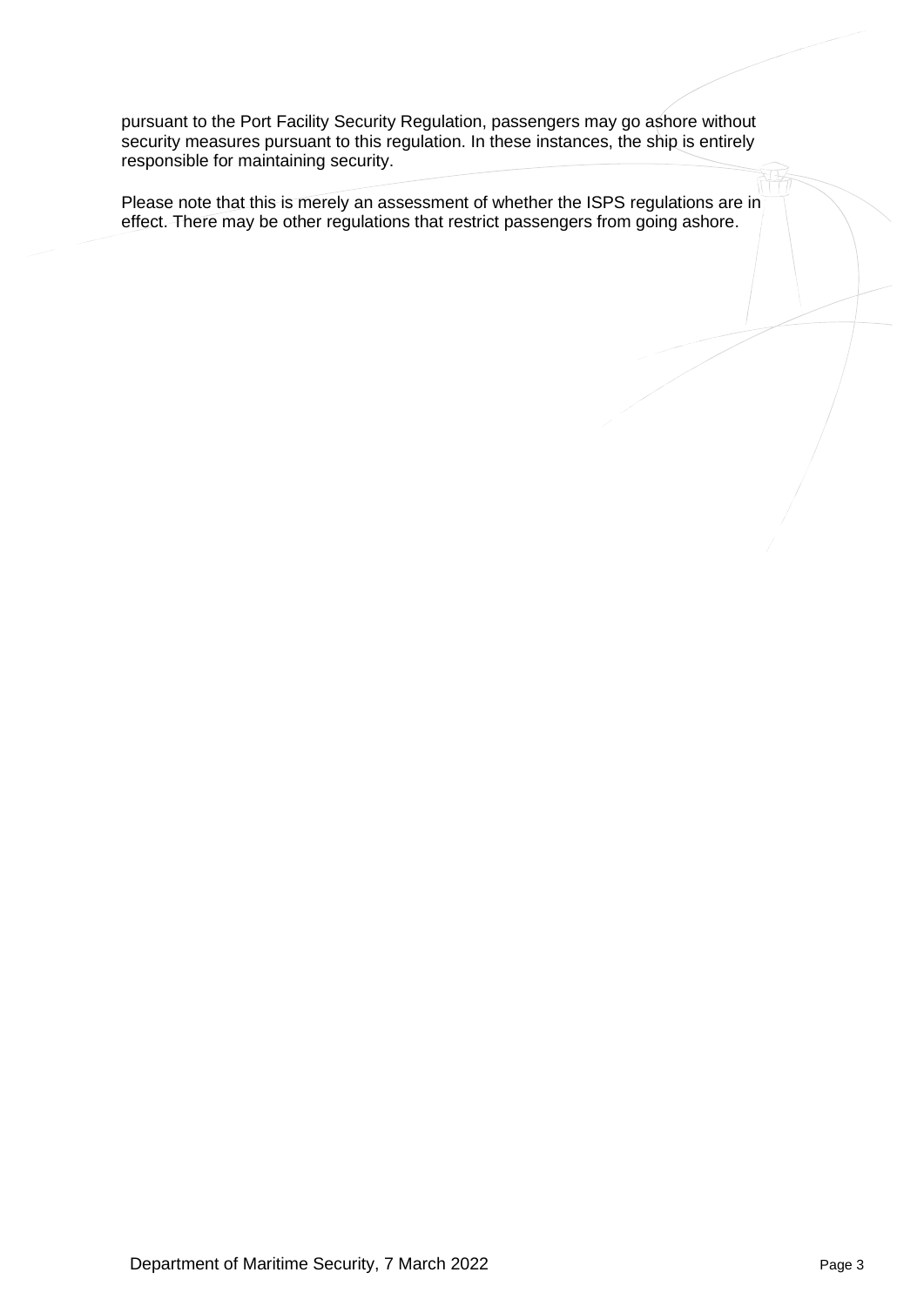pursuant to the Port Facility Security Regulation, passengers may go ashore without security measures pursuant to this regulation. In these instances, the ship is entirely responsible for maintaining security.

Please note that this is merely an assessment of whether the ISPS regulations are in effect. There may be other regulations that restrict passengers from going ashore.